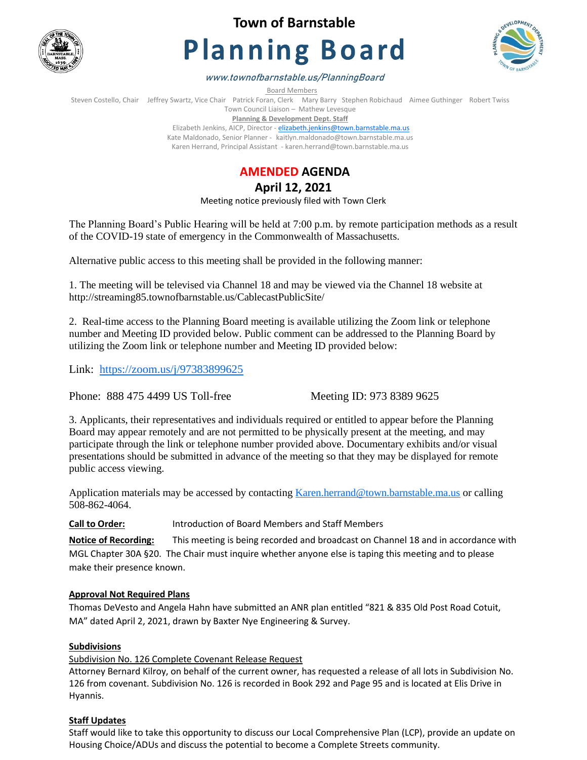# Town of Barnstable

# Planning Board

*www.townofbarnstable.us/PlanningBoard*

Board Members

Steven Costello, Chair Jeffrey Swartz, Vice Chair Patrick Foran, Clerk Mary Barry Stephen Robichaud Aimee Guthinger Robert Twiss

Town Council Liaison – Mathew Levesque

**Planning & Development Dept. Staff**

Elizabeth Jenkins, AICP, Director - elizabeth.jenkins@town.barnstable.ma.us

Kate Maldonado, Senior Planner - kaitlyn.maldonado@town.barnstable.ma.us

Karen Herrand, Principal Assistant - karen.herrand@town.barnstable.ma.us

## AMENDED AGENDA

## April 12, 2021

Meeting notice previously filed with Town Clerk

The Planning Board's Public Hearing will be held at 7:00 p.m. by remote participation methods as a result of the COVID-19 state of emergency in the Commonwealth of Massachusetts.

Alternative public access to this meeting shall be provided in the following manner:

1. The meeting will be televised via Channel 18 and may be viewed via the Channel 18 website at http://streaming85.townofbarnstable.us/CablecastPublicSite/

2. Real-time access to the Planning Board meeting is available utilizing the Zoom link or telephone number and Meeting ID provided below. Public comment can be addressed to the Planning Board by utilizing the Zoom link or telephone number and Meeting ID provided below:

Link: https://zoom.us/j/97383899625

Phone: 888 475 4499 US Toll-free Meeting ID: 973 8389 9625

3. Applicants, their representatives and individuals required or entitled to appear before the Planning Board may appear remotely and are not permitted to be physically present at the meeting, and may participate through the link or telephone number provided above. Documentary exhibits and/or visual presentations should be submitted in advance of the meeting so that they may be displayed for remote public access viewing.

Application materials may be accessed by contacting Karen.herrand@town.barnstable.ma.us or calling 508-862-4064.

**Call to Order:** Introduction of Board Members and Staff Members

**Notice of Recording:** This meeting is being recorded and broadcast on Channel 18 and in accordance with MGL Chapter 30A §20. The Chair must inquire whether anyone else is taping this meeting and to please make their presence known.

### Approval Not Required Plans

Thomas DeVesto and Angela Hahn have submitted an ANR plan entitled "821 & 835 Old Post Road Cotuit, MA" dated April 2, 2021, drawn by Baxter Nye Engineering & Survey.

### Subdivisions

Subdivision No. 126 Complete Covenant Release Request

Attorney Bernard Kilroy, on behalf of the current owner, has requested a release of all lots in Subdivision No. 126 from covenant. Subdivision No. 126 is recorded in Book 292 and Page 95 and is located at Elis Drive in Hyannis.

### Staff Updates

Staff would like to take this opportunity to discuss our Local Comprehensive Plan (LCP), provide an update on Housing Choice/ADUs and discuss the potential to become a Complete Streets community.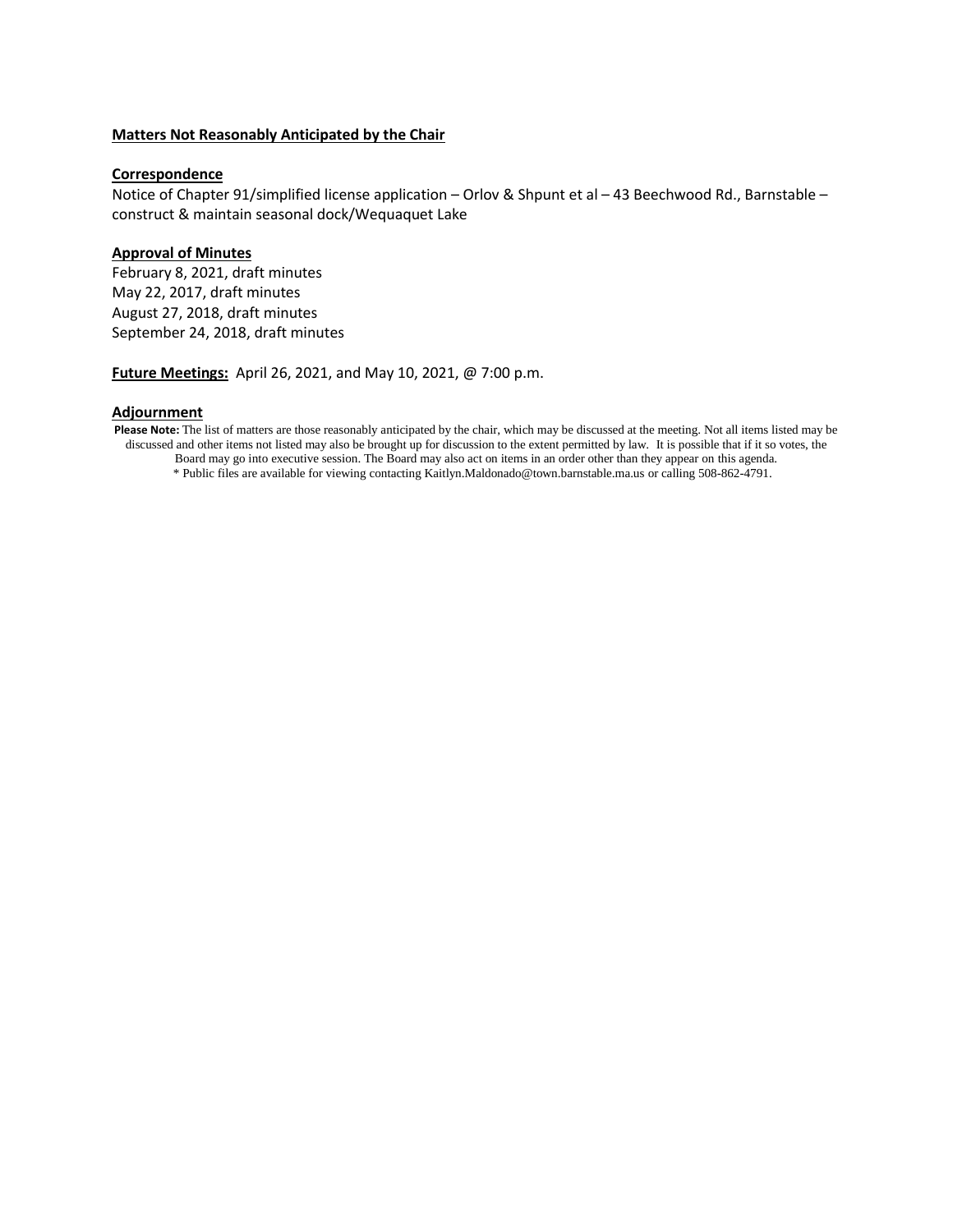**Matters Not Reasonably Anticipated by the Chair**

**Correspondence**

Notice of Chapter 91/simplified license application – Orlov & Shpunt et al – 43 Beechwood Rd., Barnstable – construct & maintain seasonal dock/Wequaquet Lake

**Approval of Minutes**

February 8, 2021, draft minutes
May 22, 2017, draft minutes
August 27, 2018, draft minutes
September 24, 2018, draft minutes

**Future Meetings:** April 26, 2021, and May 10, 2021, @ 7:00 p.m.

**Adjournment**

**Please Note:** The list of matters are those reasonably anticipated by the chair, which may be discussed at the meeting. Not all items listed may be discussed and other items not listed may also be brought up for discussion to the extent permitted by law. It is possible that if it so votes, the Board may go into executive session. The Board may also act on items in an order other than they appear on this agenda.

* Public files are available for viewing contacting Kaitlyn.Maldonado@town.barnstable.ma.us or calling 508-862-4791.